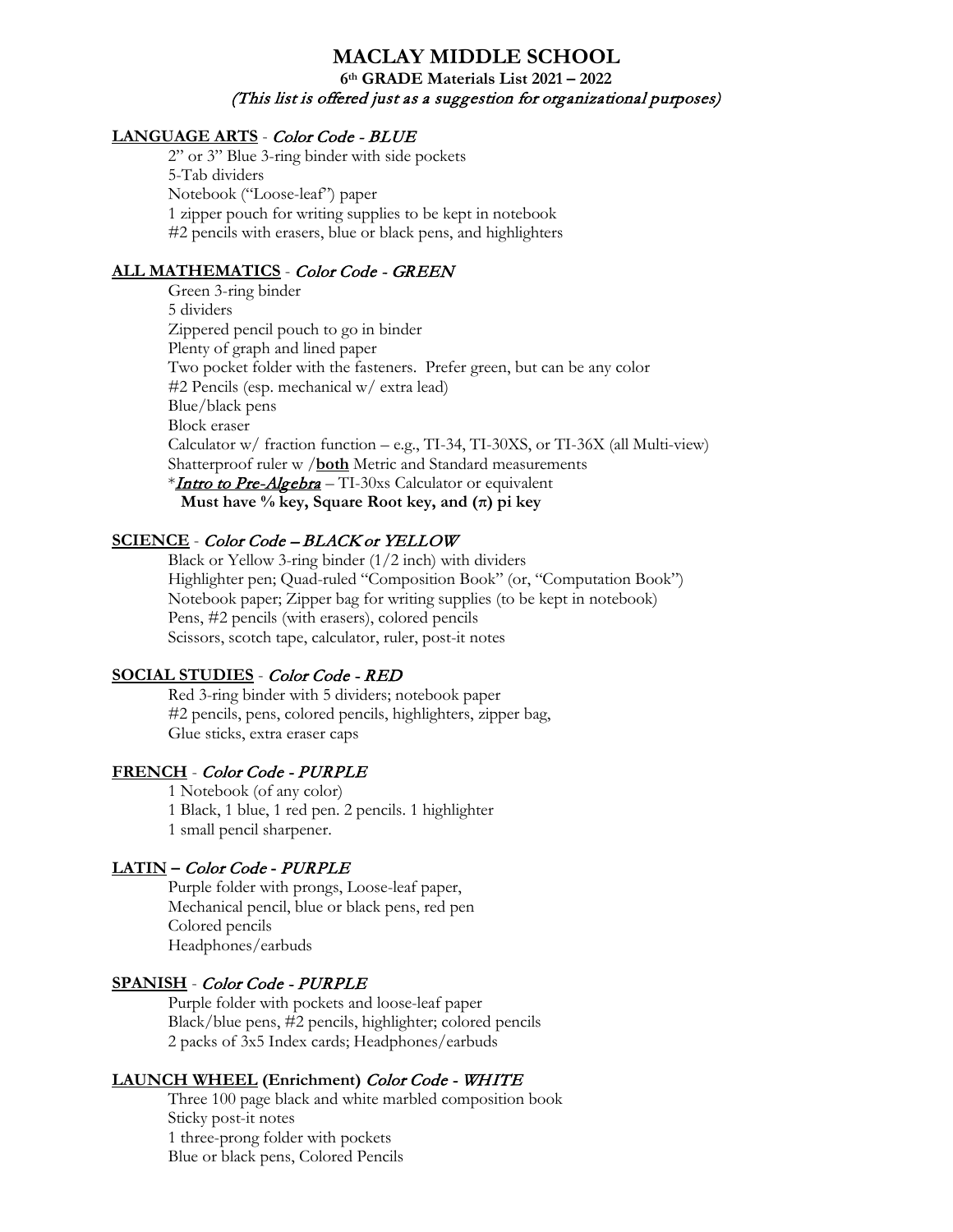# MACLAY MIDDLE SCHOOL

## 6th GRADE Materials List 2021 – 2022

*(This list is offered just as a suggestion for organizational purposes)*

### LANGUAGE ARTS - *Color Code - BLUE*

2" or 3" Blue 3-ring binder with side pockets
5-Tab dividers
Notebook ("Loose-leaf") paper
1 zipper pouch for writing supplies to be kept in notebook
#2 pencils with erasers, blue or black pens, and highlighters

### ALL MATHEMATICS - *Color Code - GREEN*

Green 3-ring binder
5 dividers
Zippered pencil pouch to go in binder
Plenty of graph and lined paper
Two pocket folder with the fasteners. Prefer green, but can be any color
#2 Pencils (esp. mechanical w/ extra lead)
Blue/black pens
Block eraser
Calculator w/ fraction function – e.g., TI-34, TI-30XS, or TI-36X (all Multi-view)
Shatterproof ruler w /**both** Metric and Standard measurements
**Intro to Pre-Algebra* – TI-30xs Calculator or equivalent
**Must have % key, Square Root key, and (π) pi key**

### SCIENCE - *Color Code – BLACK or YELLOW*

Black or Yellow 3-ring binder (1/2 inch) with dividers
Highlighter pen; Quad-ruled "Composition Book" (or, "Computation Book")
Notebook paper; Zipper bag for writing supplies (to be kept in notebook)
Pens, #2 pencils (with erasers), colored pencils
Scissors, scotch tape, calculator, ruler, post-it notes

### SOCIAL STUDIES - *Color Code - RED*

Red 3-ring binder with 5 dividers; notebook paper
#2 pencils, pens, colored pencils, highlighters, zipper bag,
Glue sticks, extra eraser caps

### FRENCH - *Color Code - PURPLE*

1 Notebook (of any color)
1 Black, 1 blue, 1 red pen. 2 pencils. 1 highlighter
1 small pencil sharpener.

### LATIN – *Color Code - PURPLE*

Purple folder with prongs, Loose-leaf paper,
Mechanical pencil, blue or black pens, red pen
Colored pencils
Headphones/earbuds

### SPANISH - *Color Code - PURPLE*

Purple folder with pockets and loose-leaf paper
Black/blue pens, #2 pencils, highlighter; colored pencils
2 packs of 3x5 Index cards; Headphones/earbuds

### LAUNCH WHEEL (Enrichment) *Color Code - WHITE*

Three 100 page black and white marbled composition book
Sticky post-it notes
1 three-prong folder with pockets
Blue or black pens, Colored Pencils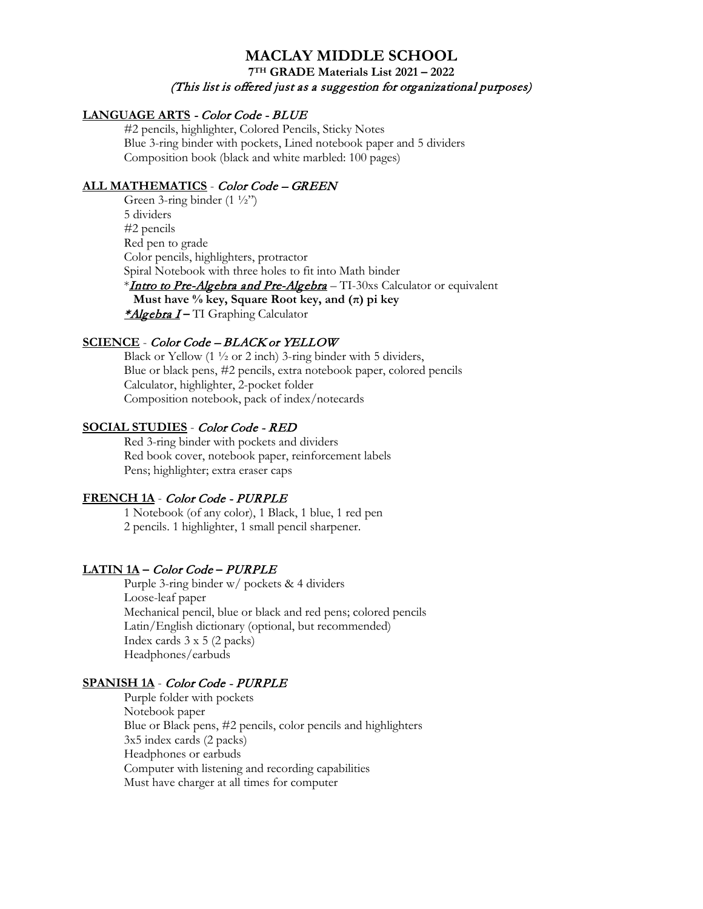# MACLAY MIDDLE SCHOOL

**7TH GRADE Materials List 2021 – 2022**

*(This list is offered just as a suggestion for organizational purposes)*

## LANGUAGE ARTS - *Color Code - BLUE*

#2 pencils, highlighter, Colored Pencils, Sticky Notes
Blue 3-ring binder with pockets, Lined notebook paper and 5 dividers
Composition book (black and white marbled: 100 pages)

## ALL MATHEMATICS - *Color Code – GREEN*

Green 3-ring binder (1 ½")
5 dividers
#2 pencils
Red pen to grade
Color pencils, highlighters, protractor
Spiral Notebook with three holes to fit into Math binder
**Intro to Pre-Algebra and Pre-Algebra* – TI-30xs Calculator or equivalent
**Must have % key, Square Root key, and (π) pi key**
**Algebra I* – TI Graphing Calculator

## SCIENCE - *Color Code – BLACK or YELLOW*

Black or Yellow (1 ½ or 2 inch) 3-ring binder with 5 dividers,
Blue or black pens, #2 pencils, extra notebook paper, colored pencils
Calculator, highlighter, 2-pocket folder
Composition notebook, pack of index/notecards

## SOCIAL STUDIES - *Color Code - RED*

Red 3-ring binder with pockets and dividers
Red book cover, notebook paper, reinforcement labels
Pens; highlighter; extra eraser caps

## FRENCH 1A - *Color Code - PURPLE*

1 Notebook (of any color), 1 Black, 1 blue, 1 red pen
2 pencils. 1 highlighter, 1 small pencil sharpener.

## LATIN 1A – *Color Code – PURPLE*

Purple 3-ring binder w/ pockets & 4 dividers
Loose-leaf paper
Mechanical pencil, blue or black and red pens; colored pencils
Latin/English dictionary (optional, but recommended)
Index cards 3 x 5 (2 packs)
Headphones/earbuds

## SPANISH 1A - *Color Code - PURPLE*

Purple folder with pockets
Notebook paper
Blue or Black pens, #2 pencils, color pencils and highlighters
3x5 index cards (2 packs)
Headphones or earbuds
Computer with listening and recording capabilities
Must have charger at all times for computer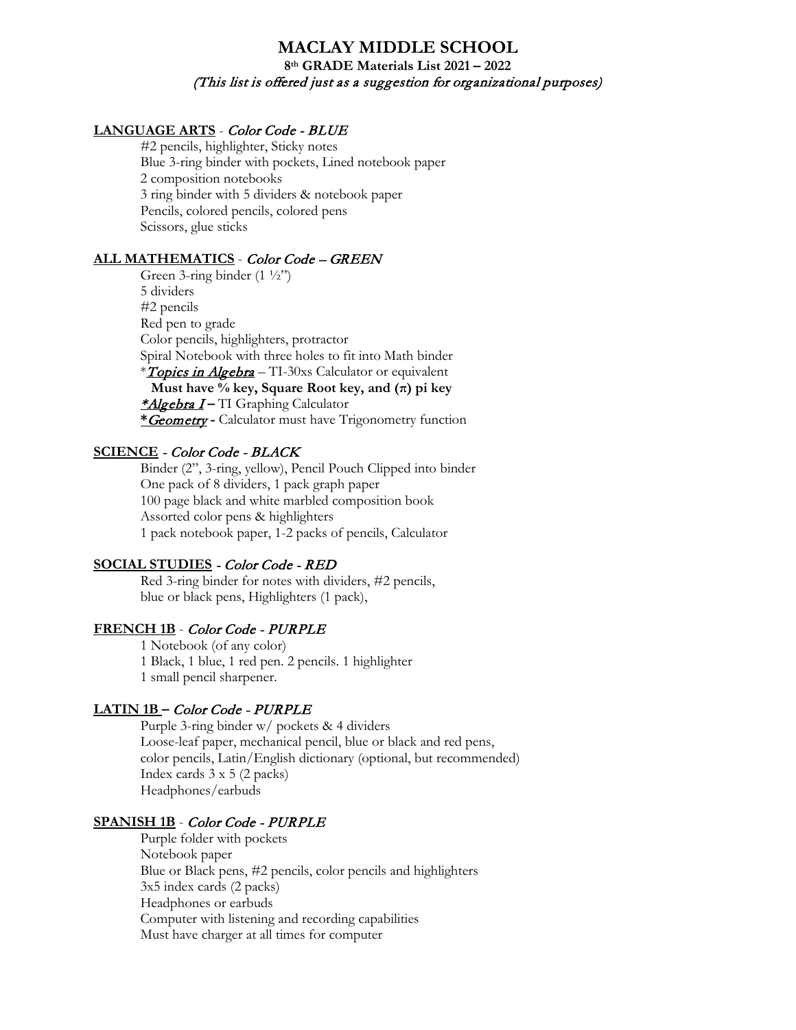# MACLAY MIDDLE SCHOOL

**8th GRADE Materials List 2021 – 2022**

*(This list is offered just as a suggestion for organizational purposes)*

**LANGUAGE ARTS** - *Color Code - BLUE*

- #2 pencils, highlighter, Sticky notes
- Blue 3-ring binder with pockets, Lined notebook paper
- 2 composition notebooks
- 3 ring binder with 5 dividers & notebook paper
- Pencils, colored pencils, colored pens
- Scissors, glue sticks

**ALL MATHEMATICS** - *Color Code – GREEN*

- Green 3-ring binder (1 ½")
- 5 dividers
- #2 pencils
- Red pen to grade
- Color pencils, highlighters, protractor
- Spiral Notebook with three holes to fit into Math binder
- **Topics in Algebra* – TI-30xs Calculator or equivalent
  **Must have % key, Square Root key, and (π) pi key**
- **Algebra I* – TI Graphing Calculator
- ***Geometry* - Calculator must have Trigonometry function

**SCIENCE** - *Color Code - BLACK*

- Binder (2", 3-ring, yellow), Pencil Pouch Clipped into binder
- One pack of 8 dividers, 1 pack graph paper
- 100 page black and white marbled composition book
- Assorted color pens & highlighters
- 1 pack notebook paper, 1-2 packs of pencils, Calculator

**SOCIAL STUDIES** - *Color Code - RED*

- Red 3-ring binder for notes with dividers, #2 pencils, blue or black pens, Highlighters (1 pack),

**FRENCH 1B** - *Color Code - PURPLE*

- 1 Notebook (of any color)
- 1 Black, 1 blue, 1 red pen. 2 pencils. 1 highlighter
- 1 small pencil sharpener.

**LATIN 1B** – *Color Code - PURPLE*

- Purple 3-ring binder w/ pockets & 4 dividers
- Loose-leaf paper, mechanical pencil, blue or black and red pens, color pencils, Latin/English dictionary (optional, but recommended)
- Index cards 3 x 5 (2 packs)
- Headphones/earbuds

**SPANISH 1B** - *Color Code - PURPLE*

- Purple folder with pockets
- Notebook paper
- Blue or Black pens, #2 pencils, color pencils and highlighters
- 3x5 index cards (2 packs)
- Headphones or earbuds
- Computer with listening and recording capabilities
- Must have charger at all times for computer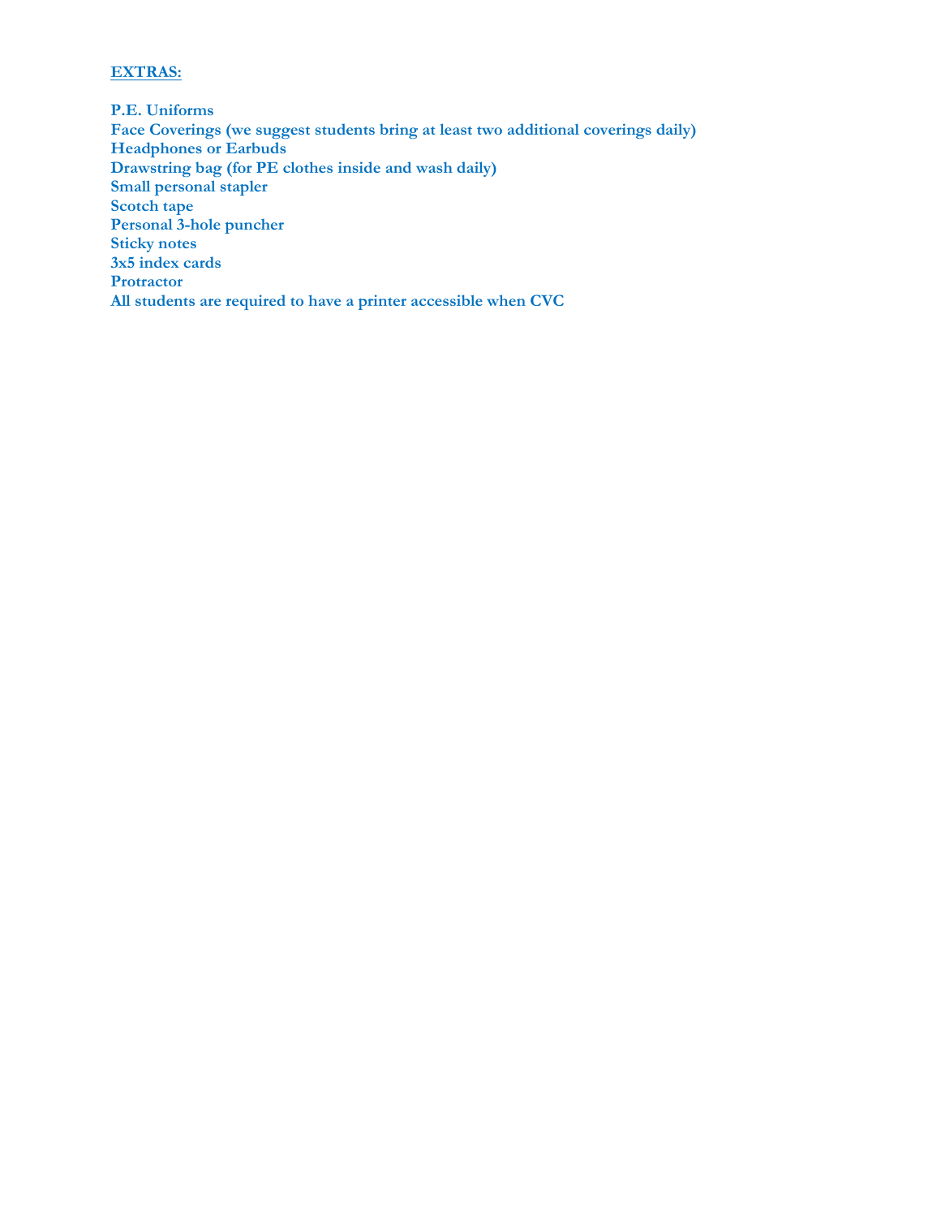**EXTRAS:**

**P.E. Uniforms**
**Face Coverings (we suggest students bring at least two additional coverings daily)**
**Headphones or Earbuds**
**Drawstring bag (for PE clothes inside and wash daily)**
**Small personal stapler**
**Scotch tape**
**Personal 3-hole puncher**
**Sticky notes**
**3x5 index cards**
**Protractor**
**All students are required to have a printer accessible when CVC**